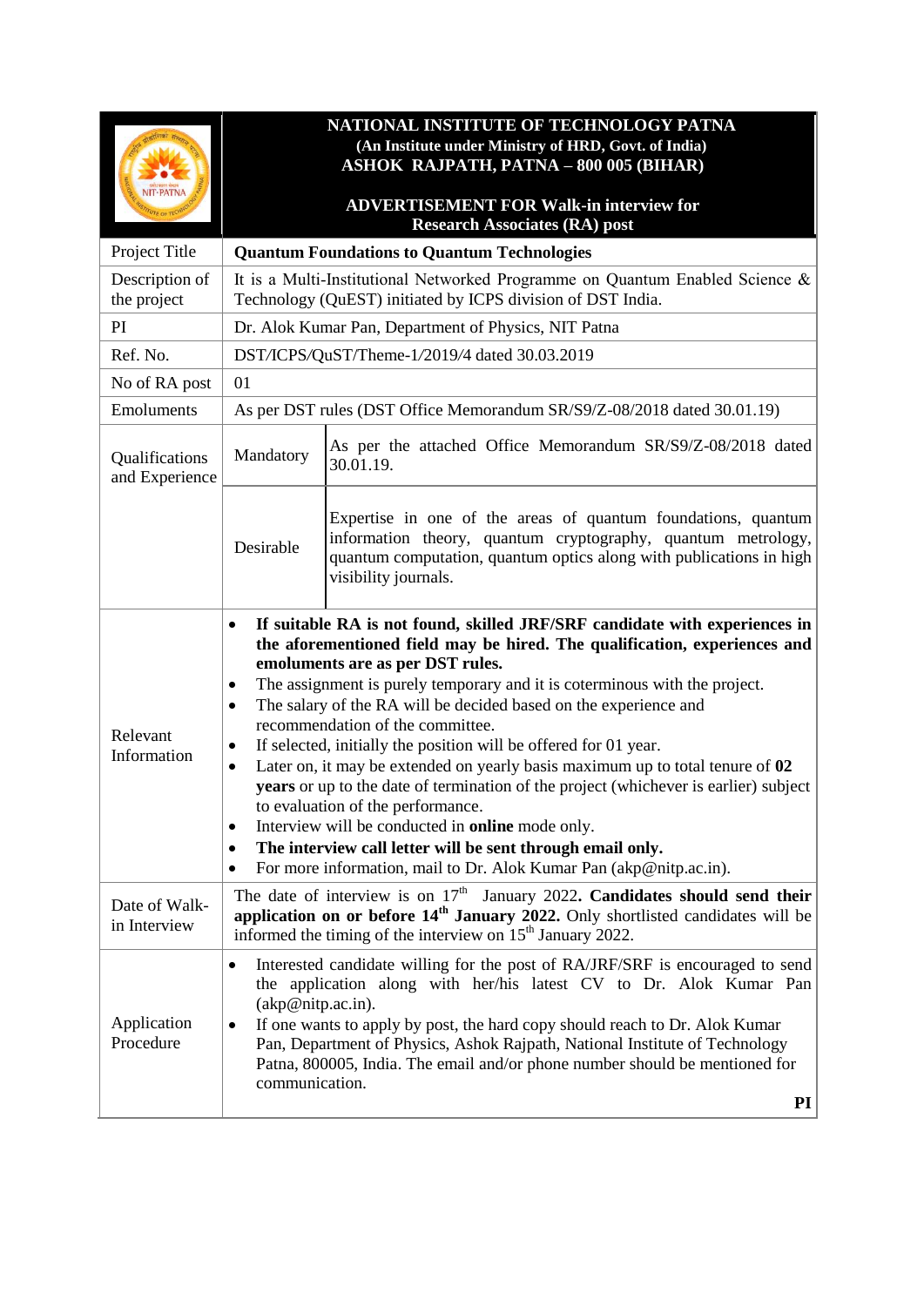# NATIONAL INSTITUTE OF TECHNOLOGY PATNA

**(An Institute under Ministry of HRD, Govt. of India)**

**ASHOK RAJPATH, PATNA – 800 005 (BIHAR)**

## ADVERTISEMENT FOR Walk-in interview for Research Associates (RA) post

| | | |
|---|---|---|
| Project Title | **Quantum Foundations to Quantum Technologies** | |
| Description of the project | It is a Multi-Institutional Networked Programme on Quantum Enabled Science & Technology (QuEST) initiated by ICPS division of DST India. | |
| PI | Dr. Alok Kumar Pan, Department of Physics, NIT Patna | |
| Ref. No. | DST/ICPS/QuST/Theme-1/2019/4 dated 30.03.2019 | |
| No of RA post | 01 | |
| Emoluments | As per DST rules (DST Office Memorandum SR/S9/Z-08/2018 dated 30.01.19) | |
| Qualifications and Experience | Mandatory | As per the attached Office Memorandum SR/S9/Z-08/2018 dated 30.01.19. |
| | Desirable | Expertise in one of the areas of quantum foundations, quantum information theory, quantum cryptography, quantum metrology, quantum computation, quantum optics along with publications in high visibility journals. |
| Relevant Information | • **If suitable RA is not found, skilled JRF/SRF candidate with experiences in the aforementioned field may be hired. The qualification, experiences and emoluments are as per DST rules.**<br>• The assignment is purely temporary and it is coterminous with the project.<br>• The salary of the RA will be decided based on the experience and recommendation of the committee.<br>• If selected, initially the position will be offered for 01 year.<br>• Later on, it may be extended on yearly basis maximum up to total tenure of **02 years** or up to the date of termination of the project (whichever is earlier) subject to evaluation of the performance.<br>• Interview will be conducted in **online** mode only.<br>• **The interview call letter will be sent through email only.**<br>• For more information, mail to Dr. Alok Kumar Pan (akp@nitp.ac.in). | |
| Date of Walk-in Interview | The date of interview is on 17th January 2022. **Candidates should send their application on or before 14th January 2022.** Only shortlisted candidates will be informed the timing of the interview on 15th January 2022. | |
| Application Procedure | • Interested candidate willing for the post of RA/JRF/SRF is encouraged to send the application along with her/his latest CV to Dr. Alok Kumar Pan (akp@nitp.ac.in).<br>• If one wants to apply by post, the hard copy should reach to Dr. Alok Kumar Pan, Department of Physics, Ashok Rajpath, National Institute of Technology Patna, 800005, India. The email and/or phone number should be mentioned for communication.<br><br>**PI** | |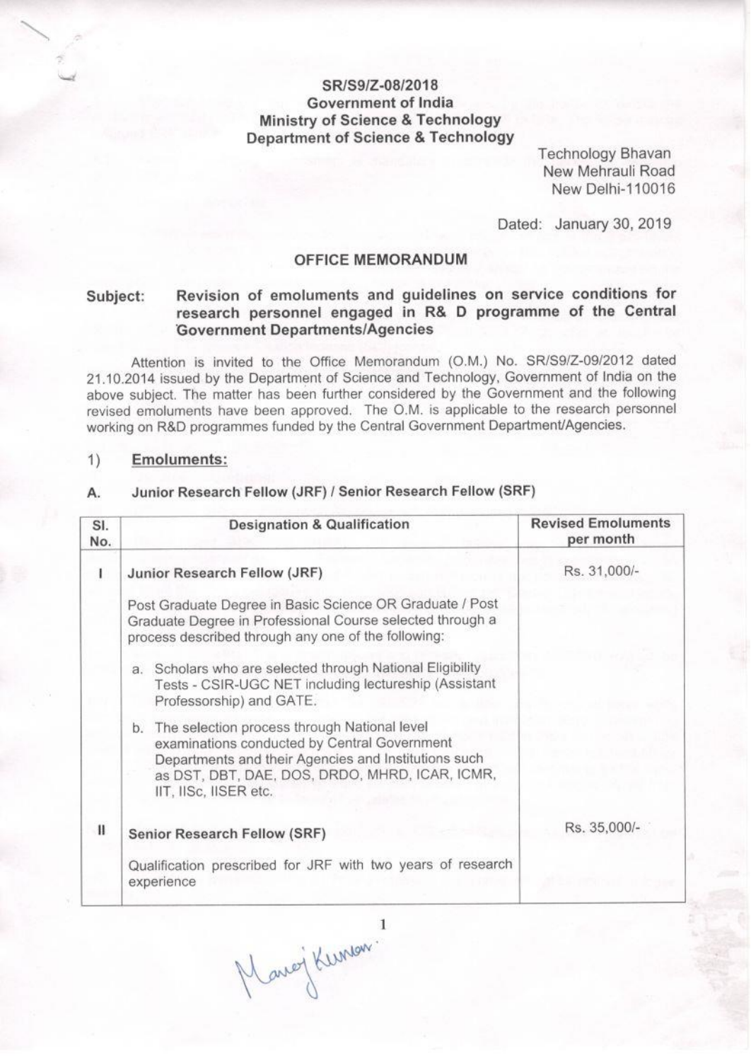SR/S9/Z-08/2018
**Government of India**
**Ministry of Science & Technology**
**Department of Science & Technology**

Technology Bhavan
New Mehrauli Road
New Delhi-110016

Dated: January 30, 2019

## OFFICE MEMORANDUM

**Subject: Revision of emoluments and guidelines on service conditions for research personnel engaged in R& D programme of the Central Government Departments/Agencies**

Attention is invited to the Office Memorandum (O.M.) No. SR/S9/Z-09/2012 dated 21.10.2014 issued by the Department of Science and Technology, Government of India on the above subject. The matter has been further considered by the Government and the following revised emoluments have been approved. The O.M. is applicable to the research personnel working on R&D programmes funded by the Central Government Department/Agencies.

1) **Emoluments:**

**A. Junior Research Fellow (JRF) / Senior Research Fellow (SRF)**

| Sl. No. | Designation & Qualification | Revised Emoluments per month |
|---|---|---|
| I | **Junior Research Fellow (JRF)**<br><br>Post Graduate Degree in Basic Science OR Graduate / Post Graduate Degree in Professional Course selected through a process described through any one of the following:<br><br>a. Scholars who are selected through National Eligibility Tests - CSIR-UGC NET including lectureship (Assistant Professorship) and GATE.<br><br>b. The selection process through National level examinations conducted by Central Government Departments and their Agencies and Institutions such as DST, DBT, DAE, DOS, DRDO, MHRD, ICAR, ICMR, IIT, IISc, IISER etc. | Rs. 31,000/- |
| II | **Senior Research Fellow (SRF)**<br><br>Qualification prescribed for JRF with two years of research experience | Rs. 35,000/- |

Manoj Kumar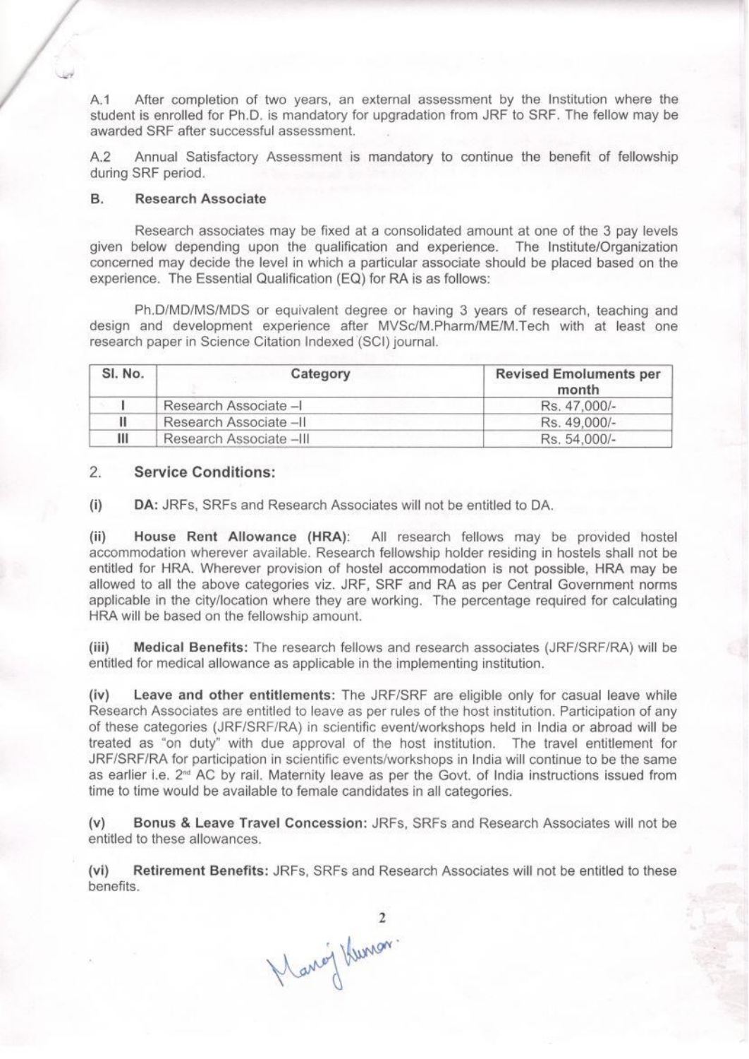A.1 After completion of two years, an external assessment by the Institution where the student is enrolled for Ph.D. is mandatory for upgradation from JRF to SRF. The fellow may be awarded SRF after successful assessment.

A.2 Annual Satisfactory Assessment is mandatory to continue the benefit of fellowship during SRF period.

## B. Research Associate

Research associates may be fixed at a consolidated amount at one of the 3 pay levels given below depending upon the qualification and experience. The Institute/Organization concerned may decide the level in which a particular associate should be placed based on the experience. The Essential Qualification (EQ) for RA is as follows:

Ph.D/MD/MS/MDS or equivalent degree or having 3 years of research, teaching and design and development experience after MVSc/M.Pharm/ME/M.Tech with at least one research paper in Science Citation Indexed (SCI) journal.

| Sl. No. | Category | Revised Emoluments per month |
|---|---|---|
| I | Research Associate –I | Rs. 47,000/- |
| II | Research Associate –II | Rs. 49,000/- |
| III | Research Associate –III | Rs. 54,000/- |

## 2. Service Conditions:

**(i) DA:** JRFs, SRFs and Research Associates will not be entitled to DA.

**(ii) House Rent Allowance (HRA):** All research fellows may be provided hostel accommodation wherever available. Research fellowship holder residing in hostels shall not be entitled for HRA. Wherever provision of hostel accommodation is not possible, HRA may be allowed to all the above categories viz. JRF, SRF and RA as per Central Government norms applicable in the city/location where they are working. The percentage required for calculating HRA will be based on the fellowship amount.

**(iii) Medical Benefits:** The research fellows and research associates (JRF/SRF/RA) will be entitled for medical allowance as applicable in the implementing institution.

**(iv) Leave and other entitlements:** The JRF/SRF are eligible only for casual leave while Research Associates are entitled to leave as per rules of the host institution. Participation of any of these categories (JRF/SRF/RA) in scientific event/workshops held in India or abroad will be treated as "on duty" with due approval of the host institution. The travel entitlement for JRF/SRF/RA for participation in scientific events/workshops in India will continue to be the same as earlier i.e. 2nd AC by rail. Maternity leave as per the Govt. of India instructions issued from time to time would be available to female candidates in all categories.

**(v) Bonus & Leave Travel Concession:** JRFs, SRFs and Research Associates will not be entitled to these allowances.

**(vi) Retirement Benefits:** JRFs, SRFs and Research Associates will not be entitled to these benefits.

Manoj Kumar.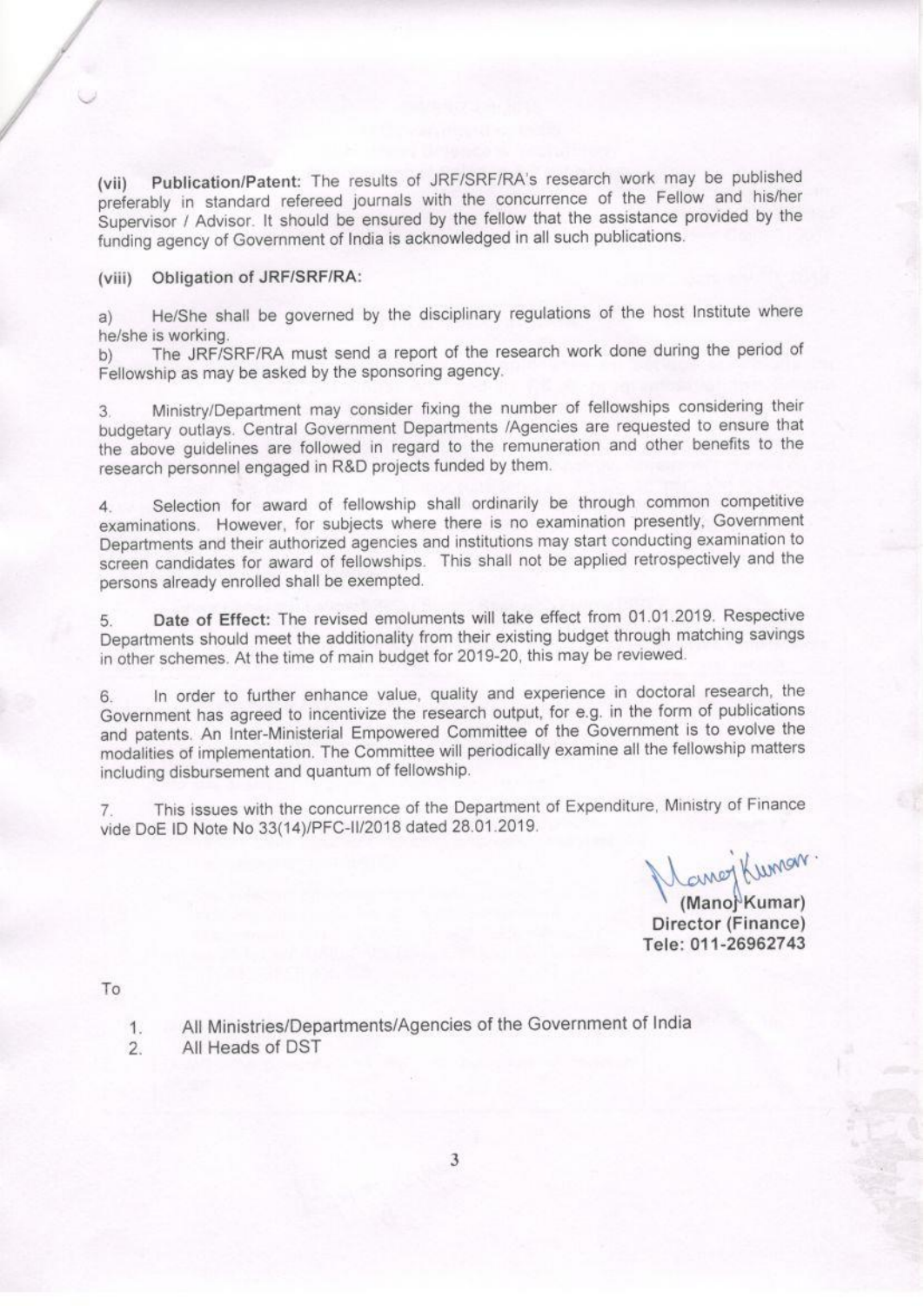(vii) **Publication/Patent:** The results of JRF/SRF/RA's research work may be published preferably in standard refereed journals with the concurrence of the Fellow and his/her Supervisor / Advisor. It should be ensured by the fellow that the assistance provided by the funding agency of Government of India is acknowledged in all such publications.

(viii) **Obligation of JRF/SRF/RA:**

a) He/She shall be governed by the disciplinary regulations of the host Institute where he/she is working.

b) The JRF/SRF/RA must send a report of the research work done during the period of Fellowship as may be asked by the sponsoring agency.

3. Ministry/Department may consider fixing the number of fellowships considering their budgetary outlays. Central Government Departments /Agencies are requested to ensure that the above guidelines are followed in regard to the remuneration and other benefits to the research personnel engaged in R&D projects funded by them.

4. Selection for award of fellowship shall ordinarily be through common competitive examinations. However, for subjects where there is no examination presently, Government Departments and their authorized agencies and institutions may start conducting examination to screen candidates for award of fellowships. This shall not be applied retrospectively and the persons already enrolled shall be exempted.

5. **Date of Effect:** The revised emoluments will take effect from 01.01.2019. Respective Departments should meet the additionality from their existing budget through matching savings in other schemes. At the time of main budget for 2019-20, this may be reviewed.

6. In order to further enhance value, quality and experience in doctoral research, the Government has agreed to incentivize the research output, for e.g. in the form of publications and patents. An Inter-Ministerial Empowered Committee of the Government is to evolve the modalities of implementation. The Committee will periodically examine all the fellowship matters including disbursement and quantum of fellowship.

7. This issues with the concurrence of the Department of Expenditure, Ministry of Finance vide DoE ID Note No 33(14)/PFC-II/2018 dated 28.01.2019.

Manoj Kumar

**(Manoj Kumar)**
**Director (Finance)**
**Tele: 011-26962743**

To

1. All Ministries/Departments/Agencies of the Government of India
2. All Heads of DST